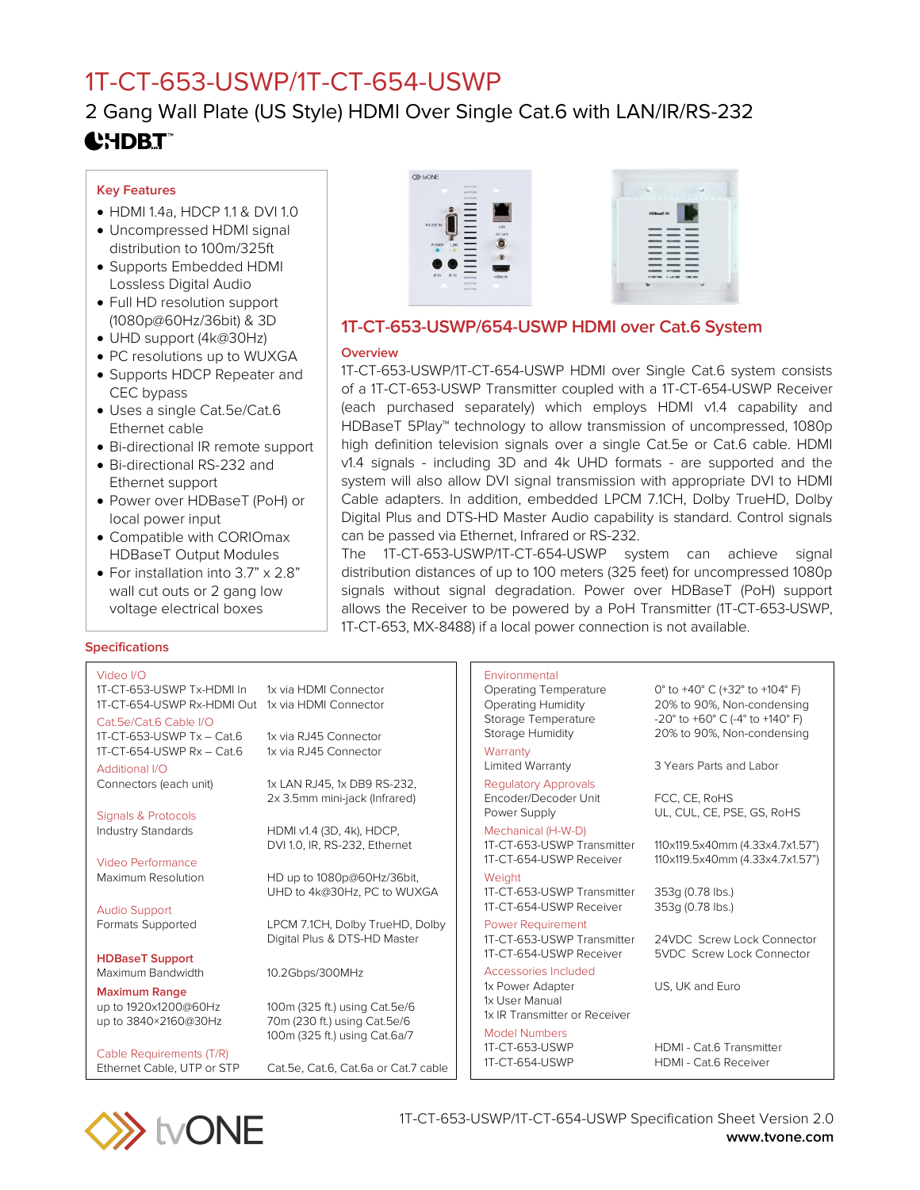# 1T-CT-653-USWP/1T-CT-654-USWP

## 2 Gang Wall Plate (US Style) HDMI Over Single Cat.6 with LAN/IR/RS-232

HDBT™

### Key Features

- HDMI 1.4a, HDCP 1.1 & DVI 1.0
- Uncompressed HDMI signal distribution to 100m/325ft
- Supports Embedded HDMI Lossless Digital Audio
- Full HD resolution support (1080p@60Hz/36bit) & 3D
- UHD support (4k@30Hz)
- PC resolutions up to WUXGA
- Supports HDCP Repeater and CEC bypass
- Uses a single Cat.5e/Cat.6 Ethernet cable
- Bi-directional IR remote support
- Bi-directional RS-232 and Ethernet support
- Power over HDBaseT (PoH) or local power input
- Compatible with CORIOmax HDBaseT Output Modules
- For installation into 3.7” x 2.8” wall cut outs or 2 gang low voltage electrical boxes

## 1T-CT-653-USWP/654-USWP HDMI over Cat.6 System

### Overview

1T-CT-653-USWP/1T-CT-654-USWP HDMI over Single Cat.6 system consists of a 1T-CT-653-USWP Transmitter coupled with a 1T-CT-654-USWP Receiver (each purchased separately) which employs HDMI v1.4 capability and HDBaseT 5Play™ technology to allow transmission of uncompressed, 1080p high definition television signals over a single Cat.5e or Cat.6 cable. HDMI v1.4 signals - including 3D and 4k UHD formats - are supported and the system will also allow DVI signal transmission with appropriate DVI to HDMI Cable adapters. In addition, embedded LPCM 7.1CH, Dolby TrueHD, Dolby Digital Plus and DTS-HD Master Audio capability is standard. Control signals can be passed via Ethernet, Infrared or RS-232.

The 1T-CT-653-USWP/1T-CT-654-USWP system can achieve signal distribution distances of up to 100 meters (325 feet) for uncompressed 1080p signals without signal degradation. Power over HDBaseT (PoH) support allows the Receiver to be powered by a PoH Transmitter (1T-CT-653-USWP, 1T-CT-653, MX-8488) if a local power connection is not available.

### Specifications

| | |
|---|---|
| **Video I/O** | |
| 1T-CT-653-USWP Tx-HDMI In | 1x via HDMI Connector |
| 1T-CT-654-USWP Rx-HDMI Out | 1x via HDMI Connector |
| **Cat.5e/Cat.6 Cable I/O** | |
| 1T-CT-653-USWP Tx – Cat.6 | 1x via RJ45 Connector |
| 1T-CT-654-USWP Rx – Cat.6 | 1x via RJ45 Connector |
| **Additional I/O** | |
| Connectors (each unit) | 1x LAN RJ45, 1x DB9 RS-232, 2x 3.5mm mini-jack (Infrared) |
| **Signals & Protocols** | |
| Industry Standards | HDMI v1.4 (3D, 4k), HDCP, DVI 1.0, IR, RS-232, Ethernet |
| **Video Performance** | |
| Maximum Resolution | HD up to 1080p@60Hz/36bit, UHD to 4k@30Hz, PC to WUXGA |
| **Audio Support** | |
| Formats Supported | LPCM 7.1CH, Dolby TrueHD, Dolby Digital Plus & DTS-HD Master |
| **HDBaseT Support** | |
| Maximum Bandwidth | 10.2Gbps/300MHz |
| **Maximum Range** | |
| up to 1920x1200@60Hz | 100m (325 ft.) using Cat.5e/6 |
| up to 3840×2160@30Hz | 70m (230 ft.) using Cat.5e/6<br>100m (325 ft.) using Cat.6a/7 |
| **Cable Requirements (T/R)** | |
| Ethernet Cable, UTP or STP | Cat.5e, Cat.6, Cat.6a or Cat.7 cable |

| | |
|---|---|
| **Environmental** | |
| Operating Temperature | 0° to +40° C (+32° to +104° F) |
| Operating Humidity | 20% to 90%, Non-condensing |
| Storage Temperature | -20° to +60° C (-4° to +140° F) |
| Storage Humidity | 20% to 90%, Non-condensing |
| **Warranty** | |
| Limited Warranty | 3 Years Parts and Labor |
| **Regulatory Approvals** | |
| Encoder/Decoder Unit | FCC, CE, RoHS |
| Power Supply | UL, CUL, CE, PSE, GS, RoHS |
| **Mechanical (H-W-D)** | |
| 1T-CT-653-USWP Transmitter | 110x119.5x40mm (4.33x4.7x1.57”) |
| 1T-CT-654-USWP Receiver | 110x119.5x40mm (4.33x4.7x1.57”) |
| **Weight** | |
| 1T-CT-653-USWP Transmitter | 353g (0.78 lbs.) |
| 1T-CT-654-USWP Receiver | 353g (0.78 lbs.) |
| **Power Requirement** | |
| 1T-CT-653-USWP Transmitter | 24VDC Screw Lock Connector |
| 1T-CT-654-USWP Receiver | 5VDC Screw Lock Connector |
| **Accessories Included** | |
| 1x Power Adapter | US, UK and Euro |
| 1x User Manual | |
| 1x IR Transmitter or Receiver | |
| **Model Numbers** | |
| 1T-CT-653-USWP | HDMI - Cat.6 Transmitter |
| 1T-CT-654-USWP | HDMI - Cat.6 Receiver |

tvONE

1T-CT-653-USWP/1T-CT-654-USWP Specification Sheet Version 2.0

**www.tvone.com**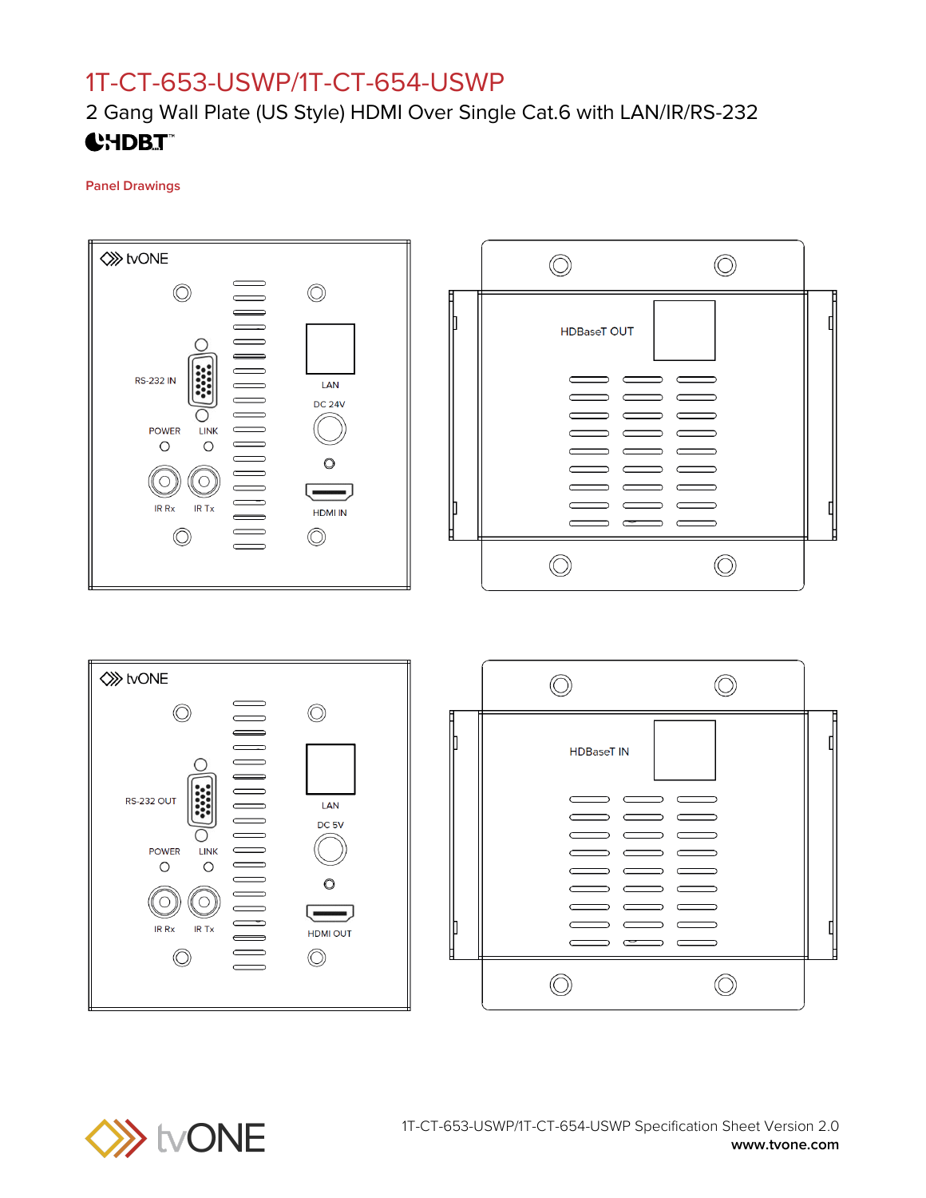# 1T-CT-653-USWP/1T-CT-654-USWP

## 2 Gang Wall Plate (US Style) HDMI Over Single Cat.6 with LAN/IR/RS-232

HDBT

**Panel Drawings**

tvONE

RS-232 IN

POWER

LINK

IR Rx

IR Tx

LAN

DC 24V

HDMI IN

HDBaseT OUT

tvONE

RS-232 OUT

POWER

LINK

IR Rx

IR Tx

LAN

DC 5V

HDMI OUT

HDBaseT IN

1T-CT-653-USWP/1T-CT-654-USWP Specification Sheet Version 2.0

**www.tvone.com**